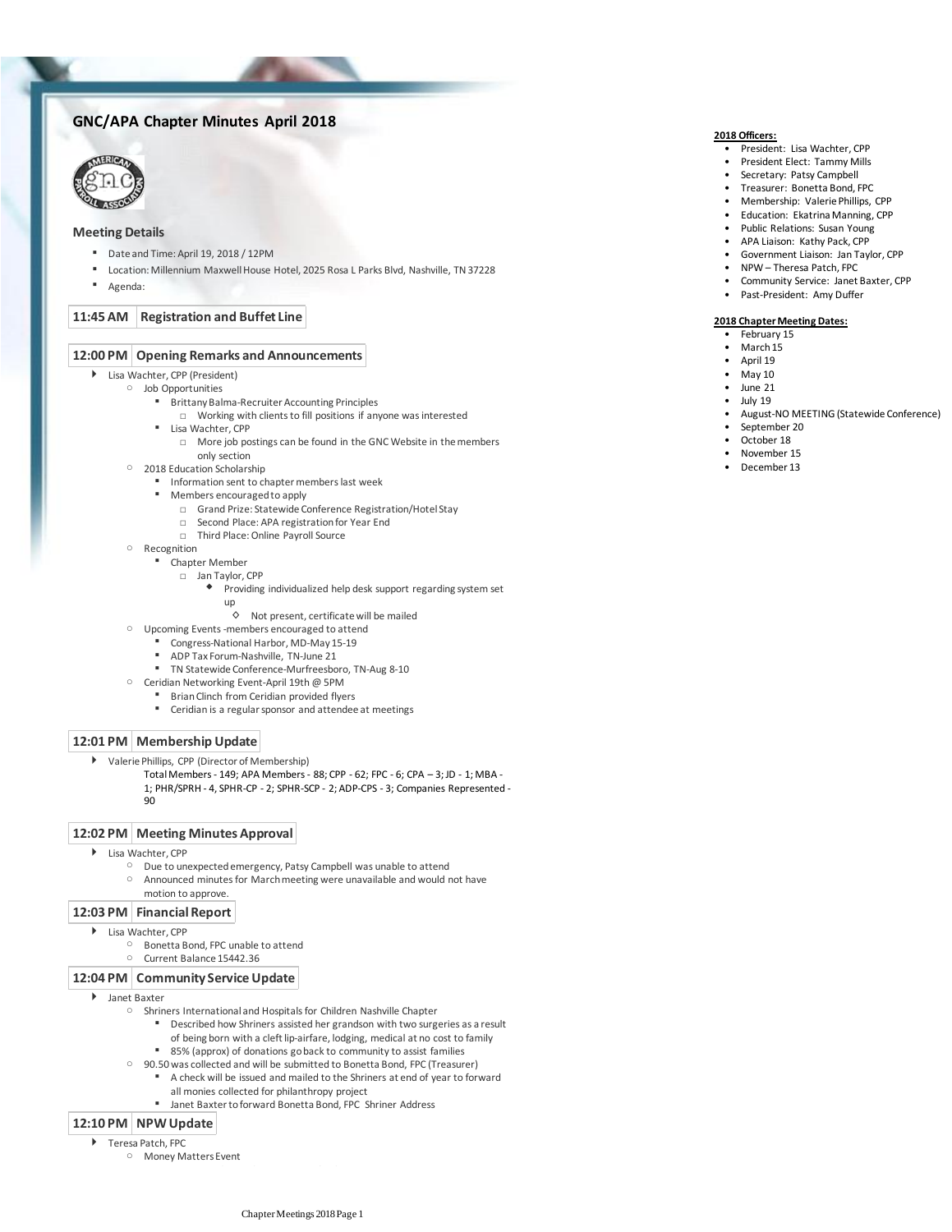# GNC/APA Chapter Minutes April 2018

## Meeting Details

- Date and Time: April 19, 2018 / 12PM
- Location: Millennium Maxwell House Hotel, 2025 Rosa L Parks Blvd, Nashville, TN 37228
- Agenda:

### 11:45 AM Registration and Buffet Line

### 12:00 PM Opening Remarks and Announcements

- Lisa Wachter, CPP (President)
  - Job Opportunities
    - Brittany Balma-Recruiter Accounting Principles
      - Working with clients to fill positions if anyone was interested
    - Lisa Wachter, CPP
      - More job postings can be found in the GNC Website in the members only section
  - 2018 Education Scholarship
    - Information sent to chapter members last week
    - Members encouraged to apply
      - Grand Prize: Statewide Conference Registration/Hotel Stay
      - Second Place: APA registration for Year End
      - Third Place: Online Payroll Source
  - Recognition
    - Chapter Member
      - Jan Taylor, CPP
        - Providing individualized help desk support regarding system set up
          - Not present, certificate will be mailed
  - Upcoming Events -members encouraged to attend
    - Congress-National Harbor, MD-May 15-19
    - ADP Tax Forum-Nashville, TN-June 21
    - TN Statewide Conference-Murfreesboro, TN-Aug 8-10
  - Ceridian Networking Event-April 19th @ 5PM
    - Brian Clinch from Ceridian provided flyers
    - Ceridian is a regular sponsor and attendee at meetings

### 12:01 PM Membership Update

- Valerie Phillips, CPP (Director of Membership)

  Total Members - 149; APA Members - 88; CPP - 62; FPC - 6; CPA – 3; JD - 1; MBA - 1; PHR/SPRH - 4, SPHR-CP - 2; SPHR-SCP - 2; ADP-CPS - 3; Companies Represented - 90

### 12:02 PM Meeting Minutes Approval

- Lisa Wachter, CPP
  - Due to unexpected emergency, Patsy Campbell was unable to attend
  - Announced minutes for March meeting were unavailable and would not have motion to approve.

### 12:03 PM Financial Report

- Lisa Wachter, CPP
  - Bonetta Bond, FPC unable to attend
  - Current Balance 15442.36

### 12:04 PM Community Service Update

- Janet Baxter
  - Shriners International and Hospitals for Children Nashville Chapter
    - Described how Shriners assisted her grandson with two surgeries as a result of being born with a cleft lip-airfare, lodging, medical at no cost to family
    - 85% (approx) of donations go back to community to assist families
  - 90.50 was collected and will be submitted to Bonetta Bond, FPC (Treasurer)
    - A check will be issued and mailed to the Shriners at end of year to forward all monies collected for philanthropy project
    - Janet Baxter to forward Bonetta Bond, FPC Shriner Address

### 12:10 PM NPW Update

- Teresa Patch, FPC
  - Money Matters Event

**2018 Officers:**

- President: Lisa Wachter, CPP
- President Elect: Tammy Mills
- Secretary: Patsy Campbell
- Treasurer: Bonetta Bond, FPC
- Membership: Valerie Phillips, CPP
- Education: Ekatrina Manning, CPP
- Public Relations: Susan Young
- APA Liaison: Kathy Pack, CPP
- Government Liaison: Jan Taylor, CPP
- NPW – Theresa Patch, FPC
- Community Service: Janet Baxter, CPP
- Past-President: Amy Duffer

**2018 Chapter Meeting Dates:**

- February 15
- March 15
- April 19
- May 10
- June 21
- July 19
- August-NO MEETING (Statewide Conference)
- September 20
- October 18
- November 15
- December 13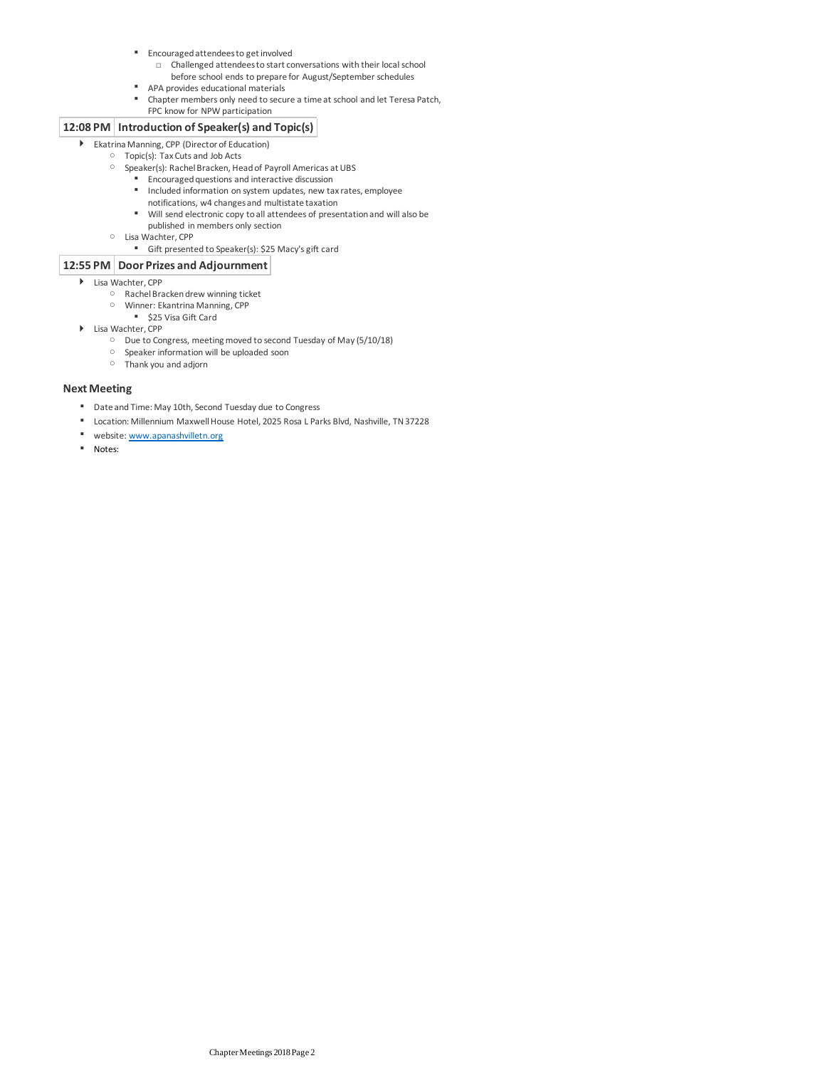- Encouraged attendees to get involved
  - Challenged attendees to start conversations with their local school before school ends to prepare for August/September schedules
- APA provides educational materials
- Chapter members only need to secure a time at school and let Teresa Patch, FPC know for NPW participation

| 12:08 PM | Introduction of Speaker(s) and Topic(s) |
|---|---|

- Ekatrina Manning, CPP (Director of Education)
  - Topic(s): Tax Cuts and Job Acts
  - Speaker(s): Rachel Bracken, Head of Payroll Americas at UBS
    - Encouraged questions and interactive discussion
    - Included information on system updates, new tax rates, employee notifications, w4 changes and multistate taxation
    - Will send electronic copy to all attendees of presentation and will also be published in members only section
  - Lisa Wachter, CPP
    - Gift presented to Speaker(s): $25 Macy's gift card

| 12:55 PM | Door Prizes and Adjournment |
|---|---|

- Lisa Wachter, CPP
  - Rachel Bracken drew winning ticket
  - Winner: Ekantrina Manning, CPP
    - $25 Visa Gift Card
- Lisa Wachter, CPP
  - Due to Congress, meeting moved to second Tuesday of May (5/10/18)
  - Speaker information will be uploaded soon
  - Thank you and adjorn

### Next Meeting

- Date and Time: May 10th, Second Tuesday due to Congress
- Location: Millennium Maxwell House Hotel, 2025 Rosa L Parks Blvd, Nashville, TN 37228
- website: [www.apanashvilletn.org](http://www.apanashvilletn.org)
- Notes: